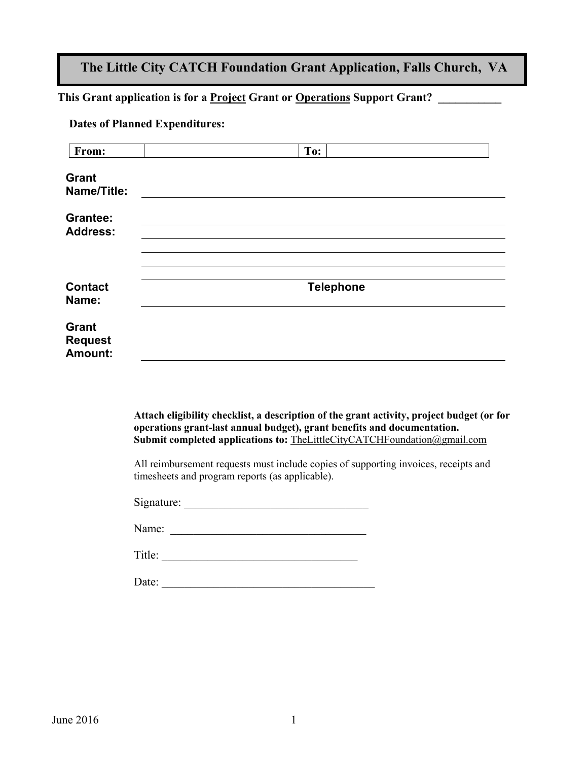# The Little City CATCH Foundation Grant Application, Falls Church, VA

**This Grant application is for a Project Grant or Operations Support Grant? \_\_\_\_\_\_\_\_\_\_\_**

**Dates of Planned Expenditures:**

| | | | |
|---|---|---|---|
| **From:** | | **To:** | |

**Grant Name/Title:** \_\_\_\_\_\_\_\_\_\_\_\_\_\_\_\_\_\_\_\_\_\_\_\_\_\_\_\_\_\_\_\_\_\_\_\_\_\_\_\_

**Grantee:** \_\_\_\_\_\_\_\_\_\_\_\_\_\_\_\_\_\_\_\_\_\_\_\_\_\_\_\_\_\_\_\_\_\_\_\_\_\_\_\_

**Address:** \_\_\_\_\_\_\_\_\_\_\_\_\_\_\_\_\_\_\_\_\_\_\_\_\_\_\_\_\_\_\_\_\_\_\_\_\_\_\_\_

\_\_\_\_\_\_\_\_\_\_\_\_\_\_\_\_\_\_\_\_\_\_\_\_\_\_\_\_\_\_\_\_\_\_\_\_\_\_\_\_

\_\_\_\_\_\_\_\_\_\_\_\_\_\_\_\_\_\_\_\_\_\_\_\_\_\_\_\_\_\_\_\_\_\_\_\_\_\_\_\_

\_\_\_\_\_\_\_\_\_\_\_\_\_\_\_\_\_\_\_\_\_\_\_\_\_\_\_\_\_\_\_\_\_\_\_\_\_\_\_\_

**Contact Name:** \_\_\_\_\_\_\_\_\_\_\_\_\_\_\_\_\_\_\_\_ **Telephone** \_\_\_\_\_\_\_\_\_\_\_\_\_\_\_\_\_\_\_\_

**Grant Request Amount:** \_\_\_\_\_\_\_\_\_\_\_\_\_\_\_\_\_\_\_\_\_\_\_\_\_\_\_\_\_\_\_\_\_\_\_\_\_\_\_\_

**Attach eligibility checklist, a description of the grant activity, project budget (or for operations grant-last annual budget), grant benefits and documentation.**
**Submit completed applications to:** TheLittleCityCATCHFoundation@gmail.com

All reimbursement requests must include copies of supporting invoices, receipts and timesheets and program reports (as applicable).

Signature: \_\_\_\_\_\_\_\_\_\_\_\_\_\_\_\_\_\_\_\_\_\_\_\_\_\_\_\_\_\_\_\_\_

Name: \_\_\_\_\_\_\_\_\_\_\_\_\_\_\_\_\_\_\_\_\_\_\_\_\_\_\_\_\_\_\_\_\_\_\_

Title: \_\_\_\_\_\_\_\_\_\_\_\_\_\_\_\_\_\_\_\_\_\_\_\_\_\_\_\_\_\_\_\_\_\_

Date: \_\_\_\_\_\_\_\_\_\_\_\_\_\_\_\_\_\_\_\_\_\_\_\_\_\_\_\_\_\_\_\_\_\_\_\_\_\_

June 2016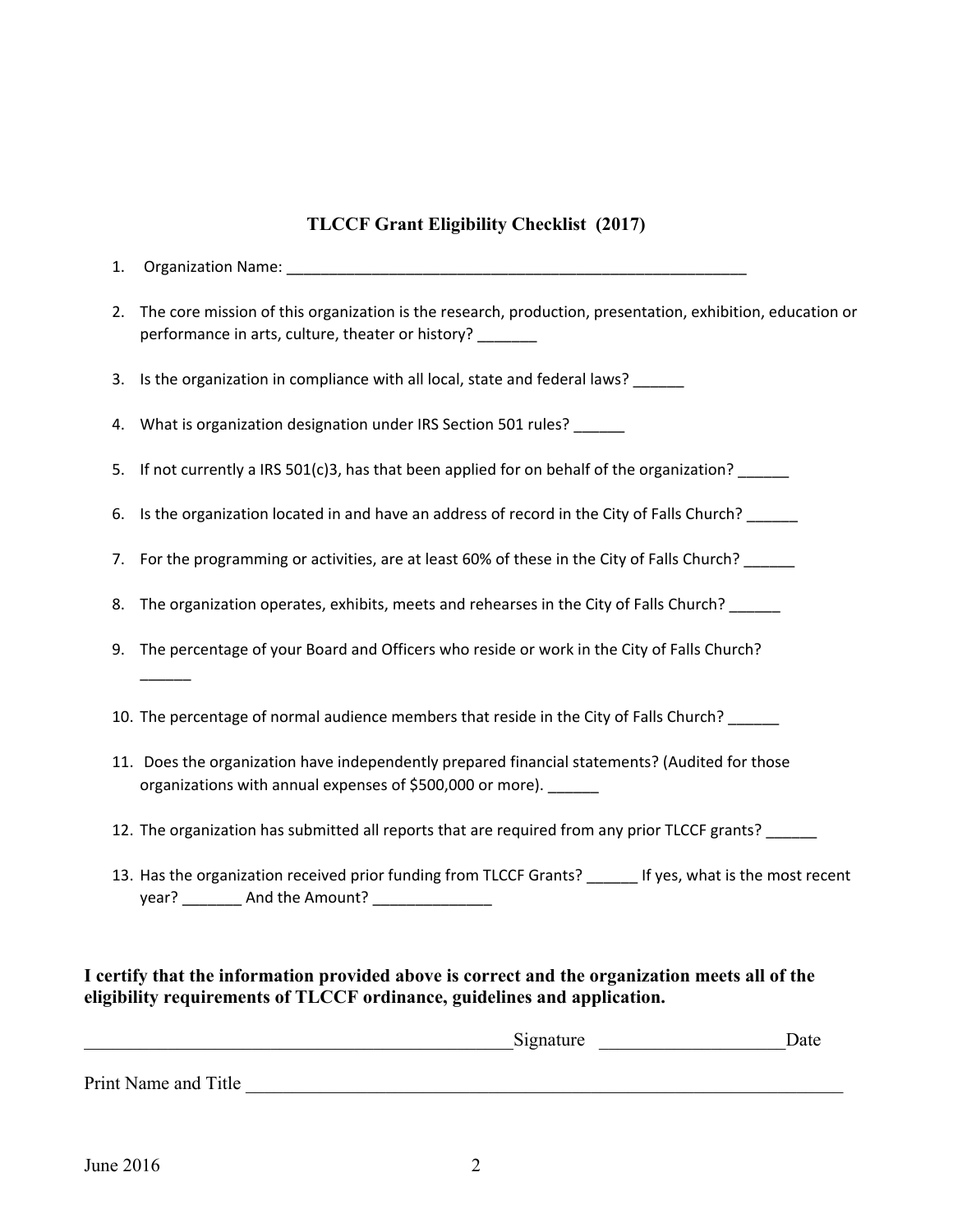## TLCCF Grant Eligibility Checklist (2017)

1. Organization Name: ________________________________________________________

2. The core mission of this organization is the research, production, presentation, exhibition, education or performance in arts, culture, theater or history? _______

3. Is the organization in compliance with all local, state and federal laws? ______

4. What is organization designation under IRS Section 501 rules? ______

5. If not currently a IRS 501(c)3, has that been applied for on behalf of the organization? ______

6. Is the organization located in and have an address of record in the City of Falls Church? ______

7. For the programming or activities, are at least 60% of these in the City of Falls Church? ______

8. The organization operates, exhibits, meets and rehearses in the City of Falls Church? ______

9. The percentage of your Board and Officers who reside or work in the City of Falls Church? ______

10. The percentage of normal audience members that reside in the City of Falls Church? ______

11. Does the organization have independently prepared financial statements? (Audited for those organizations with annual expenses of $500,000 or more). ______

12. The organization has submitted all reports that are required from any prior TLCCF grants? ______

13. Has the organization received prior funding from TLCCF Grants? ______ If yes, what is the most recent year? _______ And the Amount? ______________

**I certify that the information provided above is correct and the organization meets all of the eligibility requirements of TLCCF ordinance, guidelines and application.**

________________________________________________Signature ____________________Date

Print Name and Title ____________________________________________________________________

June 2016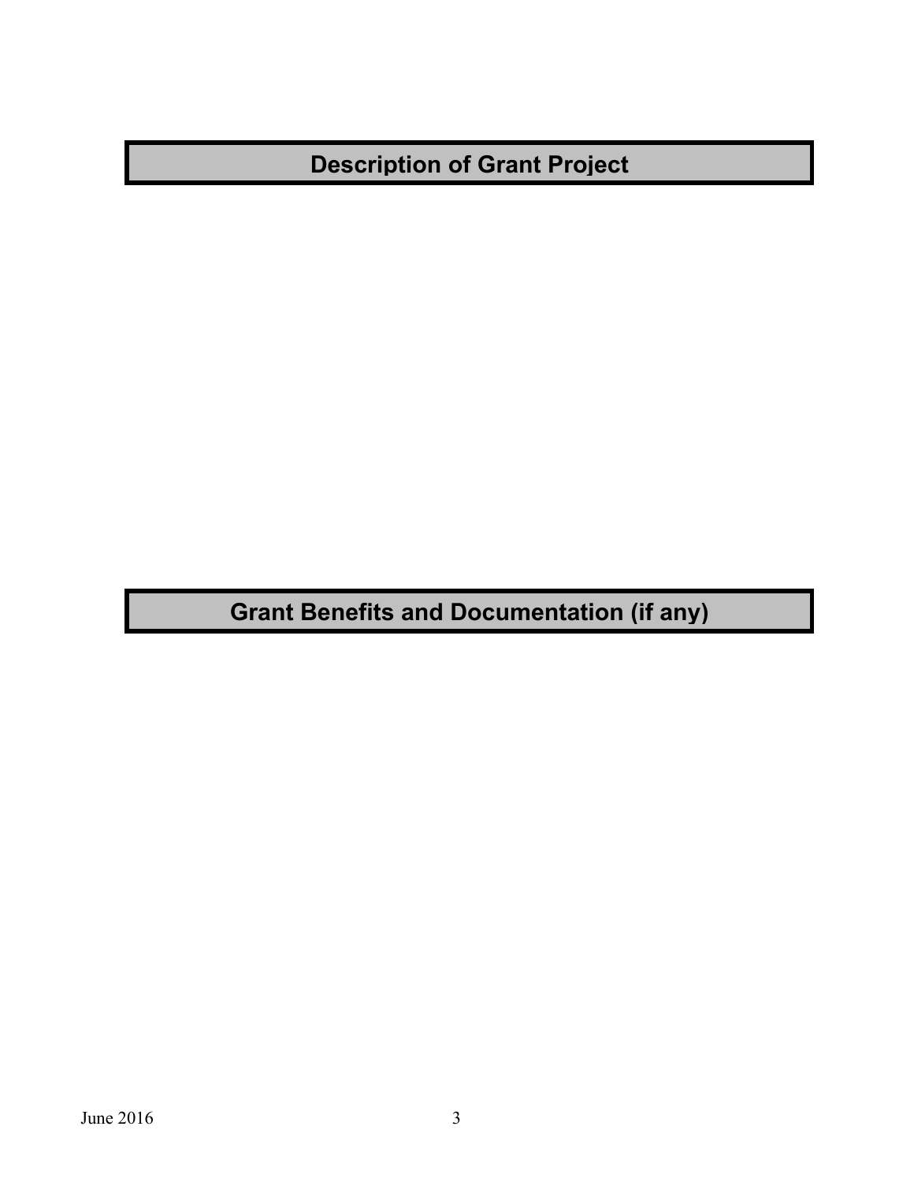## Description of Grant Project

## Grant Benefits and Documentation (if any)